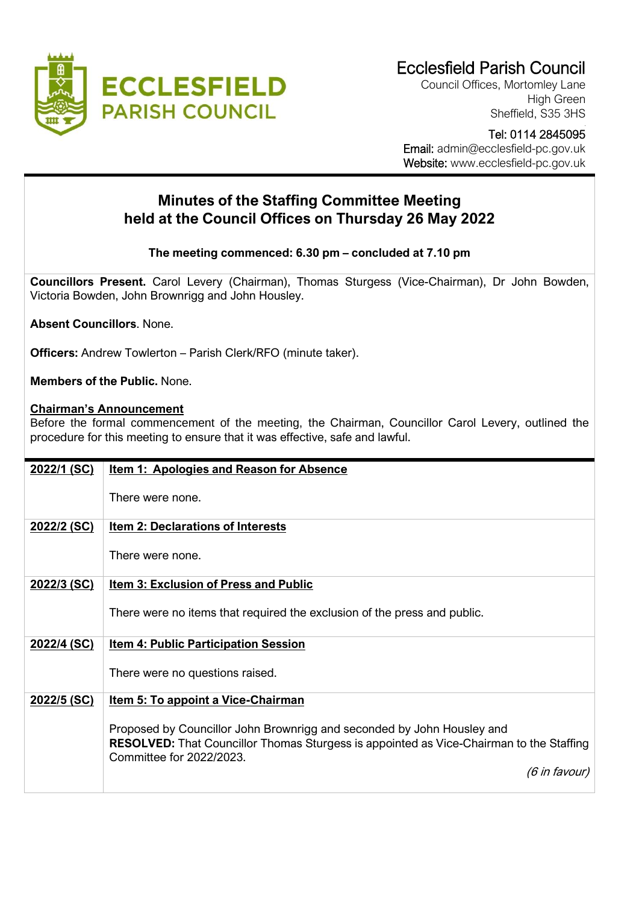# Ecclesfield Parish Council

Council Offices, Mortomley Lane
High Green
Sheffield, S35 3HS

Tel: 0114 2845095
Email: admin@ecclesfield-pc.gov.uk
Website: www.ecclesfield-pc.gov.uk

## Minutes of the Staffing Committee Meeting held at the Council Offices on Thursday 26 May 2022

**The meeting commenced: 6.30 pm – concluded at 7.10 pm**

**Councillors Present.** Carol Levery (Chairman), Thomas Sturgess (Vice-Chairman), Dr John Bowden, Victoria Bowden, John Brownrigg and John Housley.

**Absent Councillors**. None.

**Officers:** Andrew Towlerton – Parish Clerk/RFO (minute taker).

**Members of the Public.** None.

**Chairman's Announcement**

Before the formal commencement of the meeting, the Chairman, Councillor Carol Levery, outlined the procedure for this meeting to ensure that it was effective, safe and lawful.

| | |
|---|---|
| **2022/1 (SC)** | **Item 1: Apologies and Reason for Absence**<br><br>There were none. |
| **2022/2 (SC)** | **Item 2: Declarations of Interests**<br><br>There were none. |
| **2022/3 (SC)** | **Item 3: Exclusion of Press and Public**<br><br>There were no items that required the exclusion of the press and public. |
| **2022/4 (SC)** | **Item 4: Public Participation Session**<br><br>There were no questions raised. |
| **2022/5 (SC)** | **Item 5: To appoint a Vice-Chairman**<br><br>Proposed by Councillor John Brownrigg and seconded by John Housley and **RESOLVED:** That Councillor Thomas Sturgess is appointed as Vice-Chairman to the Staffing Committee for 2022/2023.<br><br>*(6 in favour)* |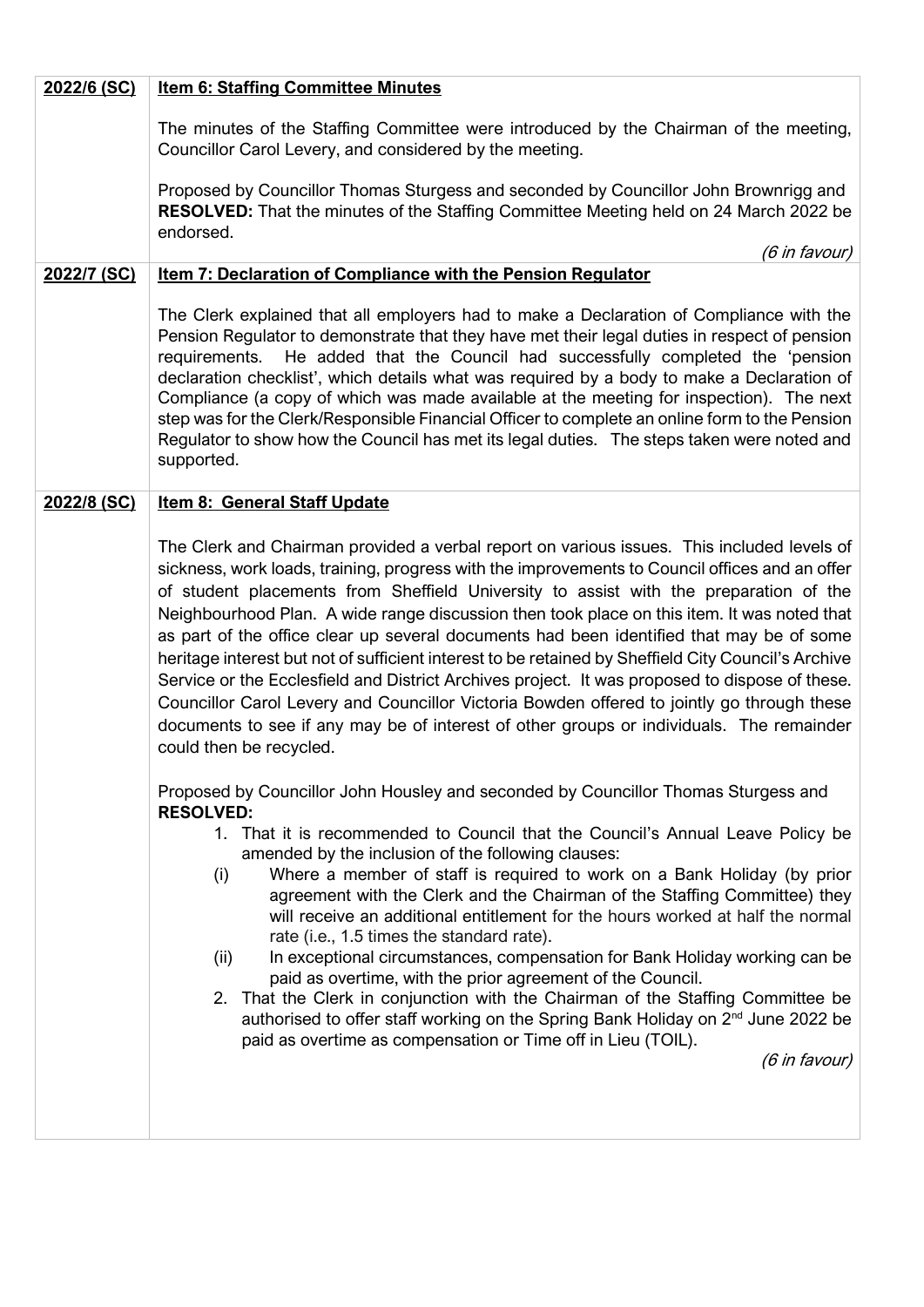| | |
|---|---|
| **2022/6 (SC)** | **Item 6: Staffing Committee Minutes**<br><br>The minutes of the Staffing Committee were introduced by the Chairman of the meeting, Councillor Carol Levery, and considered by the meeting.<br><br>Proposed by Councillor Thomas Sturgess and seconded by Councillor John Brownrigg and **RESOLVED:** That the minutes of the Staffing Committee Meeting held on 24 March 2022 be endorsed.<br><br>*(6 in favour)* |
| **2022/7 (SC)** | **Item 7: Declaration of Compliance with the Pension Regulator**<br><br>The Clerk explained that all employers had to make a Declaration of Compliance with the Pension Regulator to demonstrate that they have met their legal duties in respect of pension requirements. He added that the Council had successfully completed the 'pension declaration checklist', which details what was required by a body to make a Declaration of Compliance (a copy of which was made available at the meeting for inspection). The next step was for the Clerk/Responsible Financial Officer to complete an online form to the Pension Regulator to show how the Council has met its legal duties. The steps taken were noted and supported. |
| **2022/8 (SC)** | **Item 8: General Staff Update**<br><br>The Clerk and Chairman provided a verbal report on various issues. This included levels of sickness, work loads, training, progress with the improvements to Council offices and an offer of student placements from Sheffield University to assist with the preparation of the Neighbourhood Plan. A wide range discussion then took place on this item. It was noted that as part of the office clear up several documents had been identified that may be of some heritage interest but not of sufficient interest to be retained by Sheffield City Council's Archive Service or the Ecclesfield and District Archives project. It was proposed to dispose of these. Councillor Carol Levery and Councillor Victoria Bowden offered to jointly go through these documents to see if any may be of interest of other groups or individuals. The remainder could then be recycled.<br><br>Proposed by Councillor John Housley and seconded by Councillor Thomas Sturgess and **RESOLVED:**<br>1. That it is recommended to Council that the Council's Annual Leave Policy be amended by the inclusion of the following clauses:<br>(i) Where a member of staff is required to work on a Bank Holiday (by prior agreement with the Clerk and the Chairman of the Staffing Committee) they will receive an additional entitlement for the hours worked at half the normal rate (i.e., 1.5 times the standard rate).<br>(ii) In exceptional circumstances, compensation for Bank Holiday working can be paid as overtime, with the prior agreement of the Council.<br>2. That the Clerk in conjunction with the Chairman of the Staffing Committee be authorised to offer staff working on the Spring Bank Holiday on 2nd June 2022 be paid as overtime as compensation or Time off in Lieu (TOIL).<br><br>*(6 in favour)* |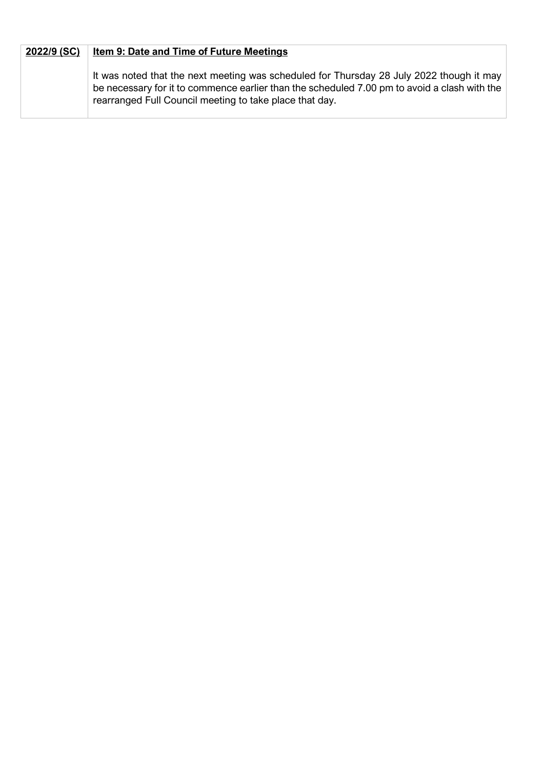| | |
|---|---|
| <u>**2022/9 (SC)**</u> | <u>**Item 9: Date and Time of Future Meetings**</u><br><br>It was noted that the next meeting was scheduled for Thursday 28 July 2022 though it may be necessary for it to commence earlier than the scheduled 7.00 pm to avoid a clash with the rearranged Full Council meeting to take place that day. |